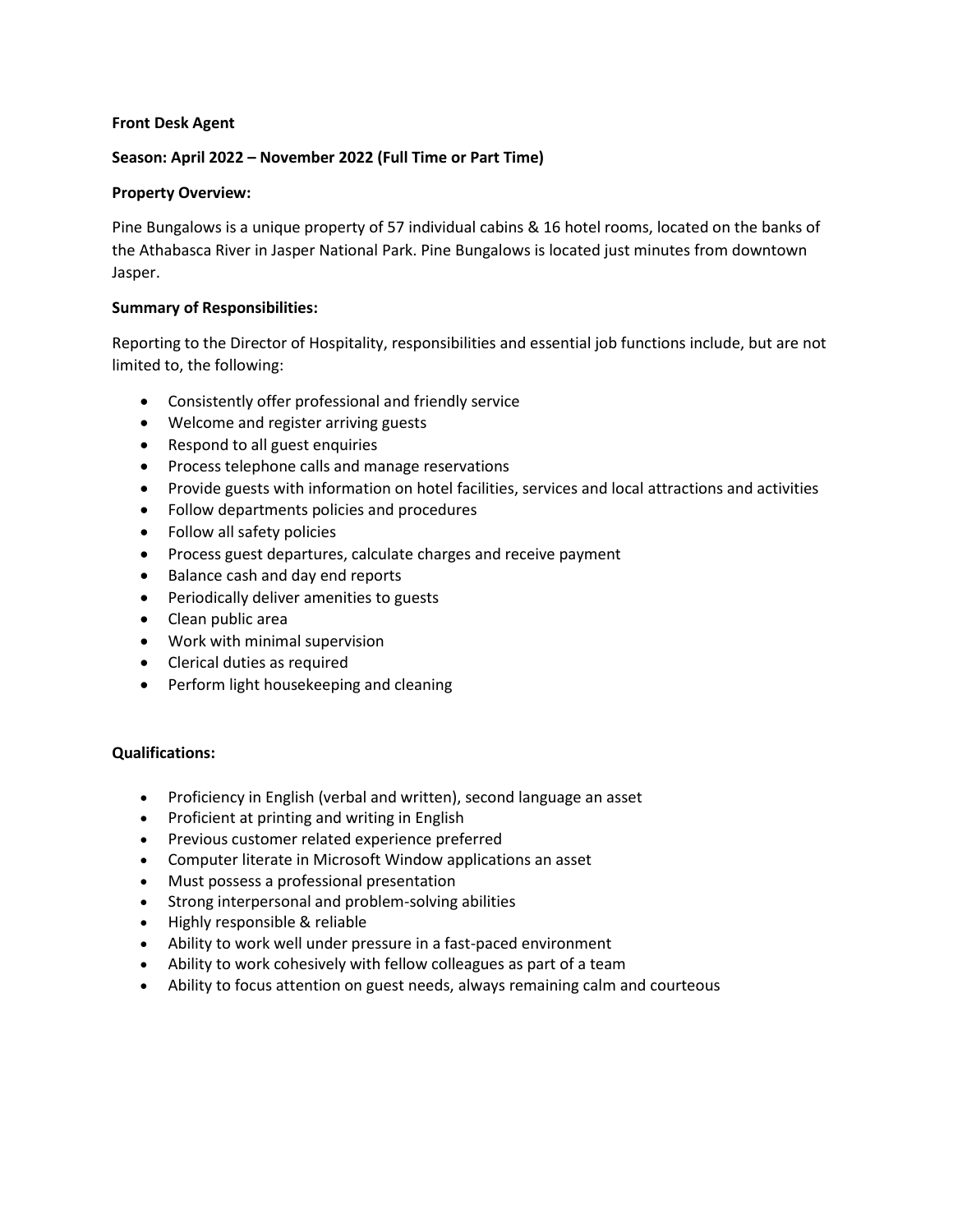**Front Desk Agent**

**Season: April 2022 – November 2022 (Full Time or Part Time)**

**Property Overview:**

Pine Bungalows is a unique property of 57 individual cabins & 16 hotel rooms, located on the banks of the Athabasca River in Jasper National Park. Pine Bungalows is located just minutes from downtown Jasper.

**Summary of Responsibilities:**

Reporting to the Director of Hospitality, responsibilities and essential job functions include, but are not limited to, the following:

- Consistently offer professional and friendly service
- Welcome and register arriving guests
- Respond to all guest enquiries
- Process telephone calls and manage reservations
- Provide guests with information on hotel facilities, services and local attractions and activities
- Follow departments policies and procedures
- Follow all safety policies
- Process guest departures, calculate charges and receive payment
- Balance cash and day end reports
- Periodically deliver amenities to guests
- Clean public area
- Work with minimal supervision
- Clerical duties as required
- Perform light housekeeping and cleaning

**Qualifications:**

- Proficiency in English (verbal and written), second language an asset
- Proficient at printing and writing in English
- Previous customer related experience preferred
- Computer literate in Microsoft Window applications an asset
- Must possess a professional presentation
- Strong interpersonal and problem-solving abilities
- Highly responsible & reliable
- Ability to work well under pressure in a fast-paced environment
- Ability to work cohesively with fellow colleagues as part of a team
- Ability to focus attention on guest needs, always remaining calm and courteous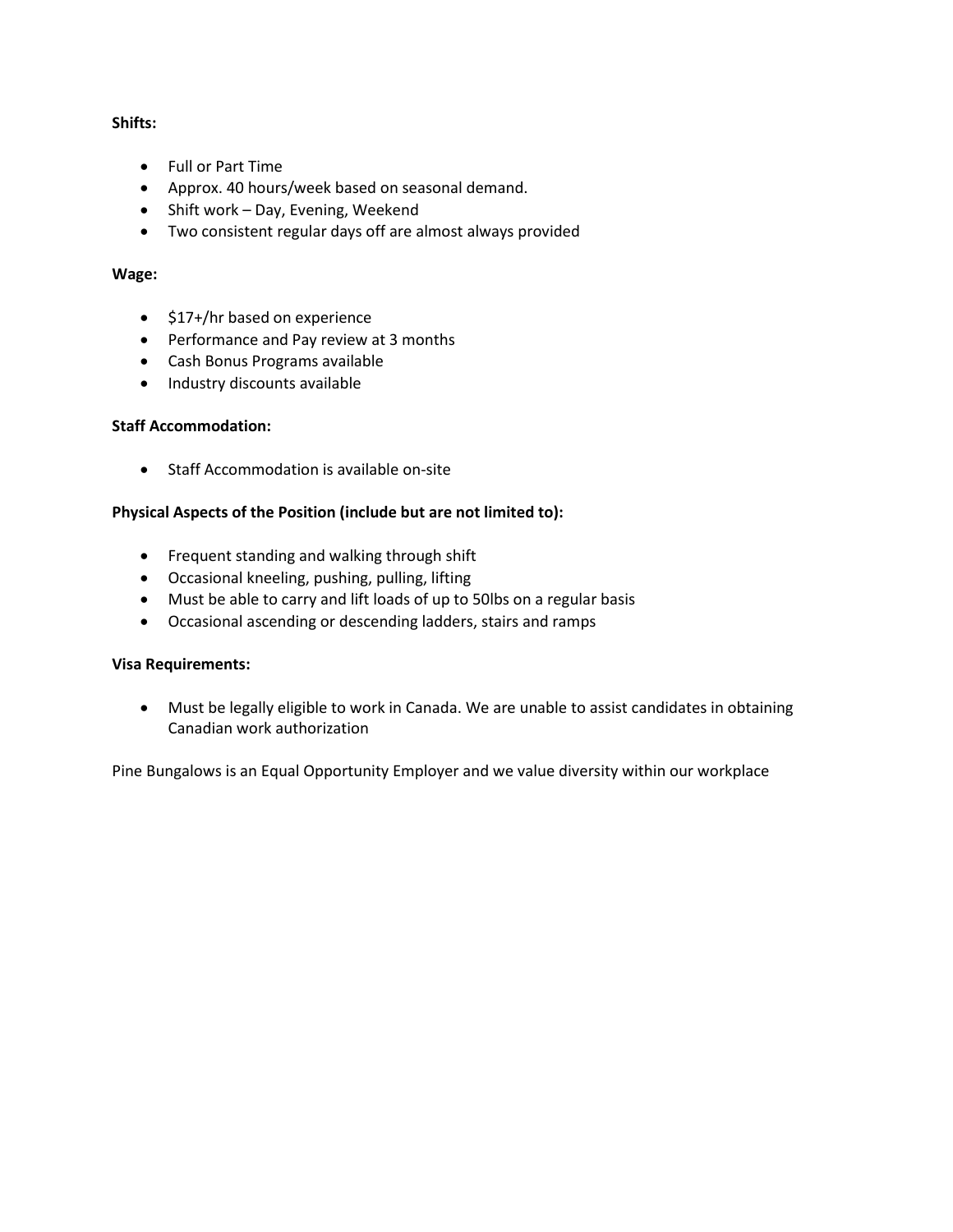**Shifts:**

- Full or Part Time
- Approx. 40 hours/week based on seasonal demand.
- Shift work – Day, Evening, Weekend
- Two consistent regular days off are almost always provided

**Wage:**

- $17+/hr based on experience
- Performance and Pay review at 3 months
- Cash Bonus Programs available
- Industry discounts available

**Staff Accommodation:**

- Staff Accommodation is available on-site

**Physical Aspects of the Position (include but are not limited to):**

- Frequent standing and walking through shift
- Occasional kneeling, pushing, pulling, lifting
- Must be able to carry and lift loads of up to 50lbs on a regular basis
- Occasional ascending or descending ladders, stairs and ramps

**Visa Requirements:**

- Must be legally eligible to work in Canada. We are unable to assist candidates in obtaining Canadian work authorization

Pine Bungalows is an Equal Opportunity Employer and we value diversity within our workplace